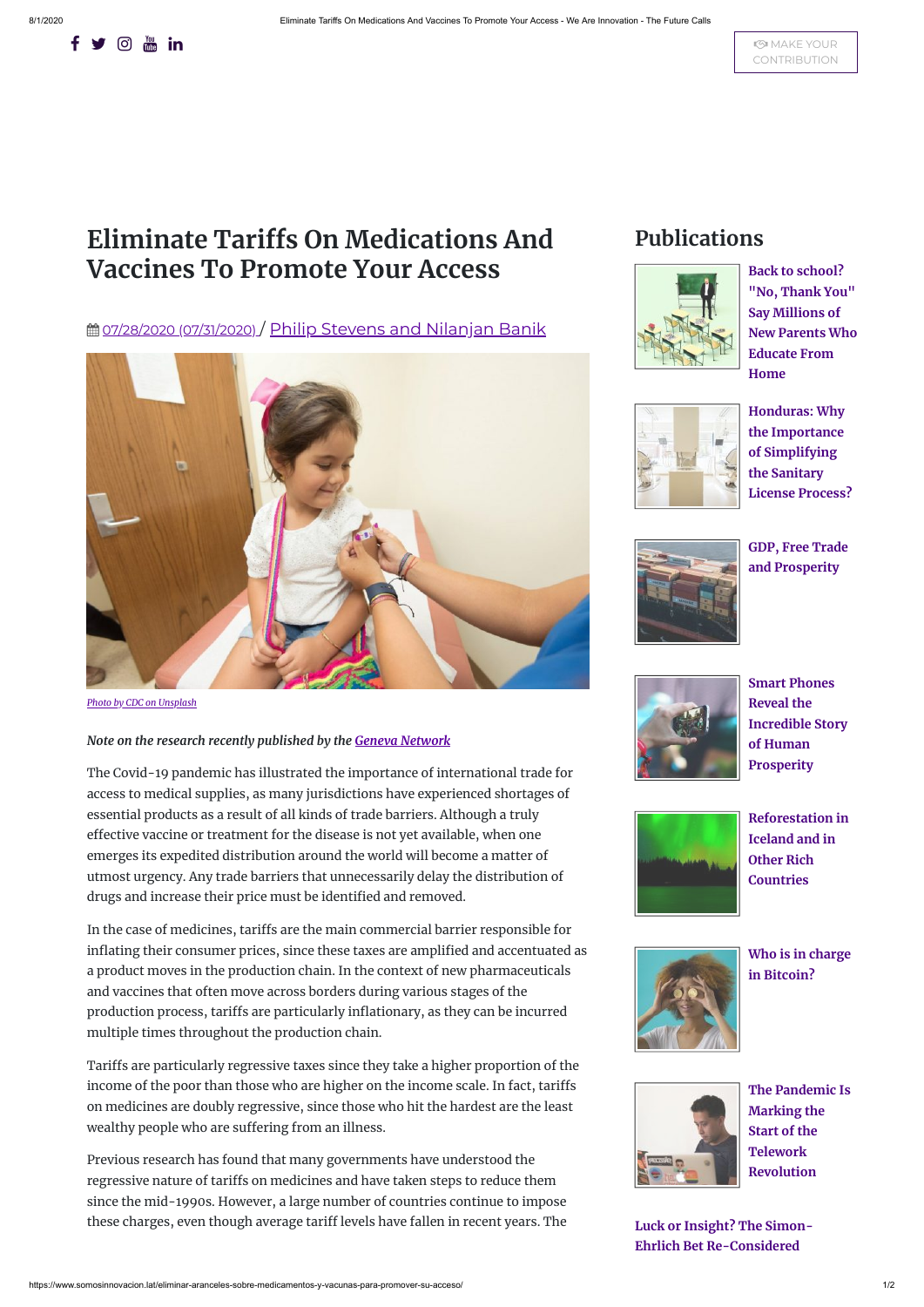# Eliminate Tariffs On Medications And Vaccines To Promote Your Access

07/28/2020 (07/31/2020) / Philip Stevens and Nilanjan Banik

*Photo by CDC on Unsplash*

***Note on the research recently published by the Geneva Network***

The Covid-19 pandemic has illustrated the importance of international trade for access to medical supplies, as many jurisdictions have experienced shortages of essential products as a result of all kinds of trade barriers. Although a truly effective vaccine or treatment for the disease is not yet available, when one emerges its expedited distribution around the world will become a matter of utmost urgency. Any trade barriers that unnecessarily delay the distribution of drugs and increase their price must be identified and removed.

In the case of medicines, tariffs are the main commercial barrier responsible for inflating their consumer prices, since these taxes are amplified and accentuated as a product moves in the production chain. In the context of new pharmaceuticals and vaccines that often move across borders during various stages of the production process, tariffs are particularly inflationary, as they can be incurred multiple times throughout the production chain.

Tariffs are particularly regressive taxes since they take a higher proportion of the income of the poor than those who are higher on the income scale. In fact, tariffs on medicines are doubly regressive, since those who hit the hardest are the least wealthy people who are suffering from an illness.

Previous research has found that many governments have understood the regressive nature of tariffs on medicines and have taken steps to reduce them since the mid-1990s. However, a large number of countries continue to impose these charges, even though average tariff levels have fallen in recent years. The

## Publications

- Back to school? "No, Thank You" Say Millions of New Parents Who Educate From Home
- Honduras: Why the Importance of Simplifying the Sanitary License Process?
- GDP, Free Trade and Prosperity
- Smart Phones Reveal the Incredible Story of Human Prosperity
- Reforestation in Iceland and in Other Rich Countries
- Who is in charge in Bitcoin?
- The Pandemic Is Marking the Start of the Telework Revolution
- Luck or Insight? The Simon-Ehrlich Bet Re-Considered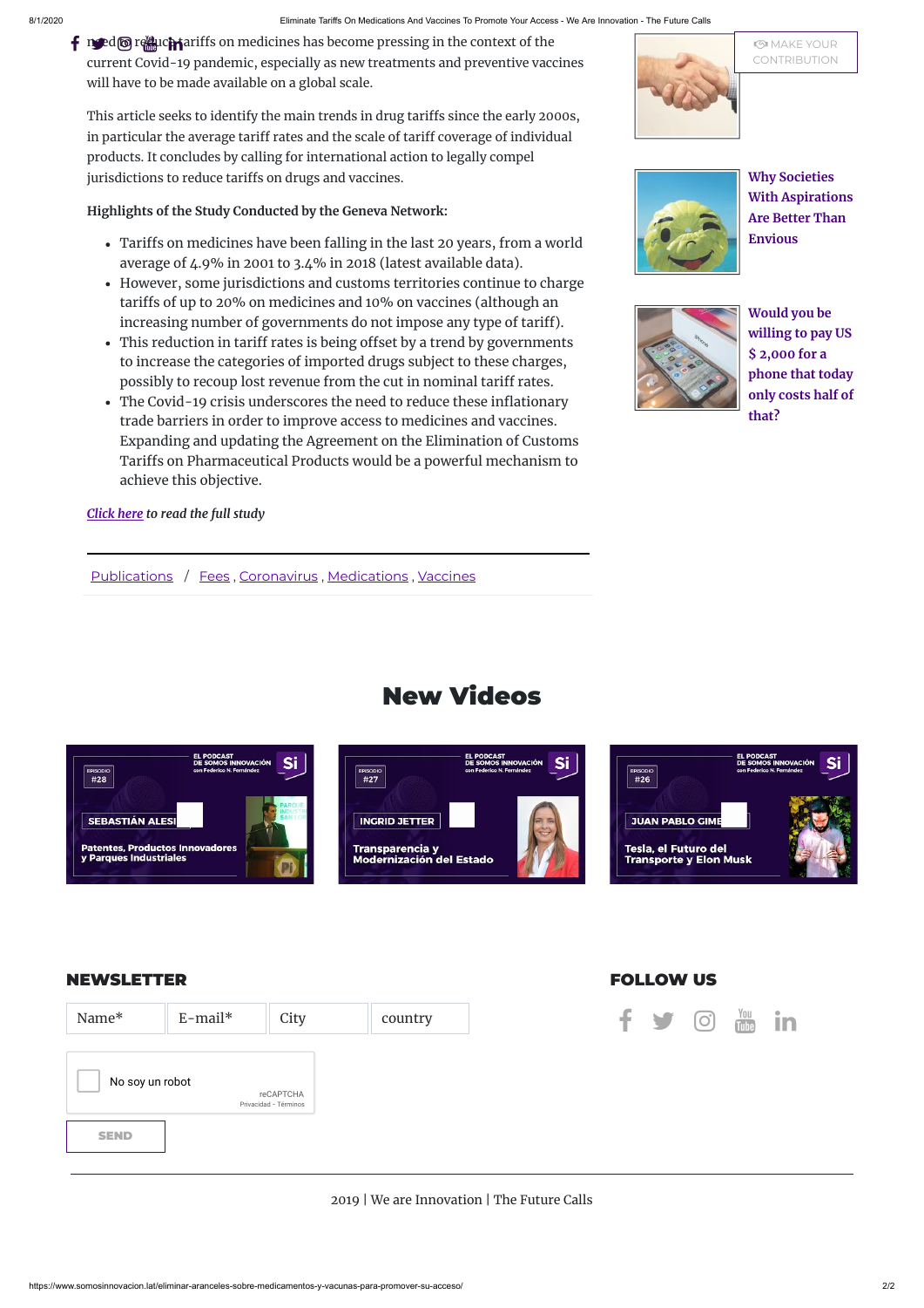need to reduce tariffs on medicines has become pressing in the context of the current Covid-19 pandemic, especially as new treatments and preventive vaccines will have to be made available on a global scale.

This article seeks to identify the main trends in drug tariffs since the early 2000s, in particular the average tariff rates and the scale of tariff coverage of individual products. It concludes by calling for international action to legally compel jurisdictions to reduce tariffs on drugs and vaccines.

**Highlights of the Study Conducted by the Geneva Network:**

- Tariffs on medicines have been falling in the last 20 years, from a world average of 4.9% in 2001 to 3.4% in 2018 (latest available data).
- However, some jurisdictions and customs territories continue to charge tariffs of up to 20% on medicines and 10% on vaccines (although an increasing number of governments do not impose any type of tariff).
- This reduction in tariff rates is being offset by a trend by governments to increase the categories of imported drugs subject to these charges, possibly to recoup lost revenue from the cut in nominal tariff rates.
- The Covid-19 crisis underscores the need to reduce these inflationary trade barriers in order to improve access to medicines and vaccines. Expanding and updating the Agreement on the Elimination of Customs Tariffs on Pharmaceutical Products would be a powerful mechanism to achieve this objective.

***Click here** to read the full study*

Publications / Fees , Coronavirus , Medications , Vaccines

MAKE YOUR CONTRIBUTION

**Why Societies With Aspirations Are Better Than Envious**

**Would you be willing to pay US $ 2,000 for a phone that today only costs half of that?**

## New Videos

EL PODCAST DE SOMOS INNOVACIÓN con Federico N. Fernández — EPISODIO #28 — SEBASTIÁN ALESI — Patentes, Productos Innovadores y Parques Industriales

EL PODCAST DE SOMOS INNOVACIÓN con Federico N. Fernández — EPISODIO #27 — INGRID JETTER — Transparencia y Modernización del Estado

EL PODCAST DE SOMOS INNOVACIÓN con Federico N. Fernández — EPISODIO #26 — JUAN PABLO GIME — Tesla, el Futuro del Transporte y Elon Musk

## NEWSLETTER

Name* | E-mail* | City | country

No soy un robot

SEND

## FOLLOW US

2019 | We are Innovation | The Future Calls